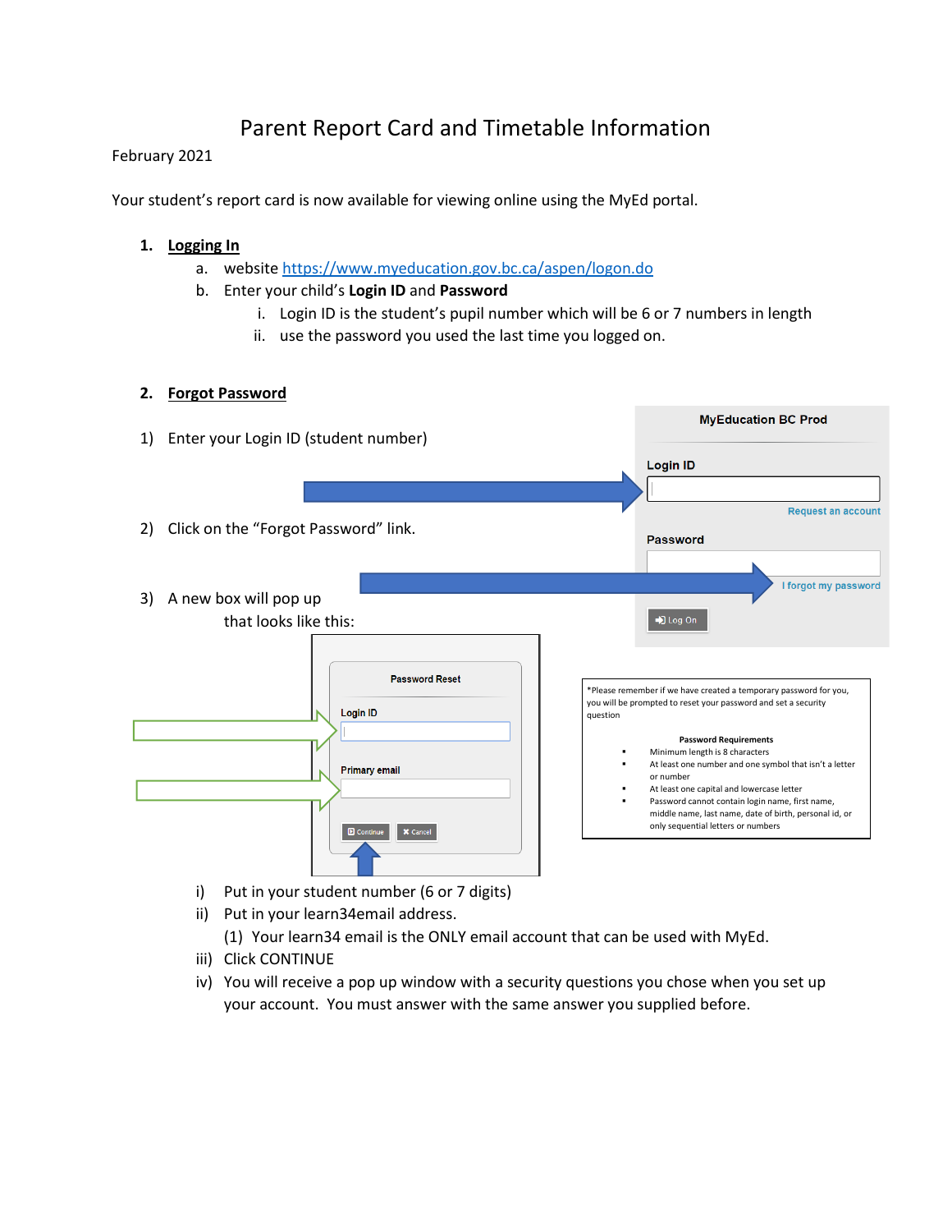# Parent Report Card and Timetable Information

February 2021

Your student's report card is now available for viewing online using the MyEd portal.

1. **Logging In**
   a. website https://www.myeducation.gov.bc.ca/aspen/logon.do
   b. Enter your child's **Login ID** and **Password**
      i. Login ID is the student's pupil number which will be 6 or 7 numbers in length
      ii. use the password you used the last time you logged on.

2. **Forgot Password**

1) Enter your Login ID (student number)

2) Click on the "Forgot Password" link.

3) A new box will pop up that looks like this:

MyEducation BC Prod

Login ID

Request an account

Password

I forgot my password

Log On

Password Reset

Login ID

Primary email

Continue | Cancel

*Please remember if we have created a temporary password for you, you will be prompted to reset your password and set a security question

**Password Requirements**

- Minimum length is 8 characters
- At least one number and one symbol that isn't a letter or number
- At least one capital and lowercase letter
- Password cannot contain login name, first name, middle name, last name, date of birth, personal id, or only sequential letters or numbers

i) Put in your student number (6 or 7 digits)
ii) Put in your learn34email address.
   (1) Your learn34 email is the ONLY email account that can be used with MyEd.
iii) Click CONTINUE
iv) You will receive a pop up window with a security questions you chose when you set up your account. You must answer with the same answer you supplied before.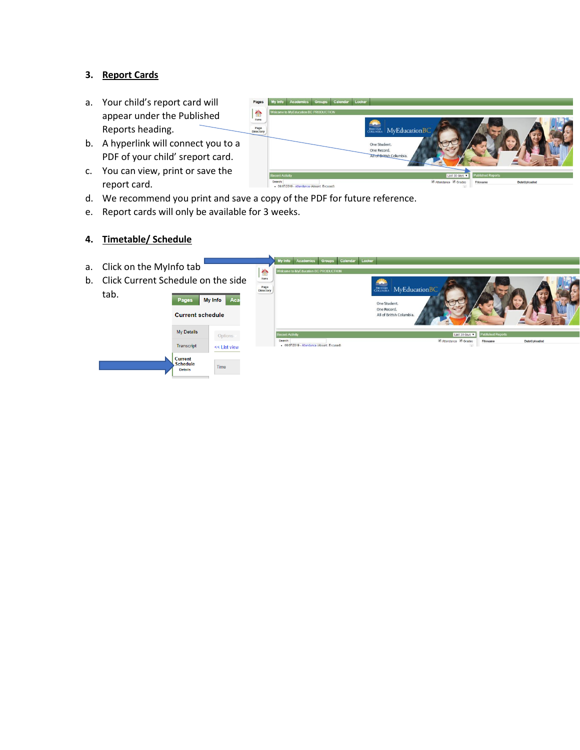### 3. Report Cards

a. Your child's report card will appear under the Published Reports heading.

b. A hyperlink will connect you to a PDF of your child' sreport card.

c. You can view, print or save the report card.

d. We recommend you print and save a copy of the PDF for future reference.

e. Report cards will only be available for 3 weeks.

### 4. Timetable/ Schedule

a. Click on the MyInfo tab

b. Click Current Schedule on the side tab.